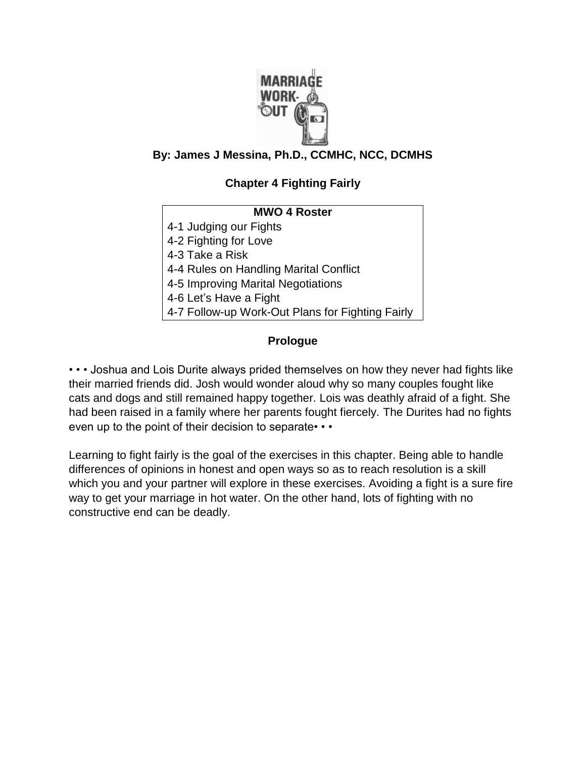**By: James J Messina, Ph.D., CCMHC, NCC, DCMHS**

# Chapter 4 Fighting Fairly

| MWO 4 Roster |
| --- |
| 4-1 Judging our Fights |
| 4-2 Fighting for Love |
| 4-3 Take a Risk |
| 4-4 Rules on Handling Marital Conflict |
| 4-5 Improving Marital Negotiations |
| 4-6 Let's Have a Fight |
| 4-7 Follow-up Work-Out Plans for Fighting Fairly |

## Prologue

• • • Joshua and Lois Durite always prided themselves on how they never had fights like their married friends did. Josh would wonder aloud why so many couples fought like cats and dogs and still remained happy together. Lois was deathly afraid of a fight. She had been raised in a family where her parents fought fiercely. The Durites had no fights even up to the point of their decision to separate• • •

Learning to fight fairly is the goal of the exercises in this chapter. Being able to handle differences of opinions in honest and open ways so as to reach resolution is a skill which you and your partner will explore in these exercises. Avoiding a fight is a sure fire way to get your marriage in hot water. On the other hand, lots of fighting with no constructive end can be deadly.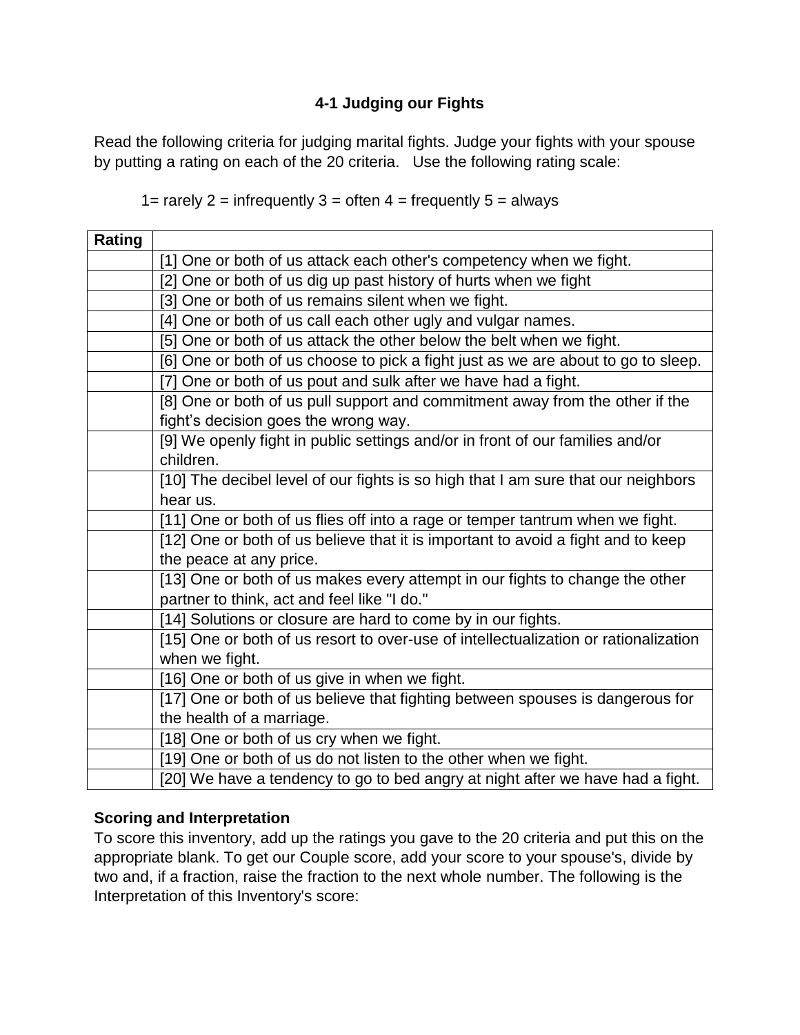### 4-1 Judging our Fights

Read the following criteria for judging marital fights. Judge your fights with your spouse by putting a rating on each of the 20 criteria. Use the following rating scale:

1= rarely 2 = infrequently 3 = often 4 = frequently 5 = always

| Rating | |
|---|---|
| | [1] One or both of us attack each other's competency when we fight. |
| | [2] One or both of us dig up past history of hurts when we fight |
| | [3] One or both of us remains silent when we fight. |
| | [4] One or both of us call each other ugly and vulgar names. |
| | [5] One or both of us attack the other below the belt when we fight. |
| | [6] One or both of us choose to pick a fight just as we are about to go to sleep. |
| | [7] One or both of us pout and sulk after we have had a fight. |
| | [8] One or both of us pull support and commitment away from the other if the fight's decision goes the wrong way. |
| | [9] We openly fight in public settings and/or in front of our families and/or children. |
| | [10] The decibel level of our fights is so high that I am sure that our neighbors hear us. |
| | [11] One or both of us flies off into a rage or temper tantrum when we fight. |
| | [12] One or both of us believe that it is important to avoid a fight and to keep the peace at any price. |
| | [13] One or both of us makes every attempt in our fights to change the other partner to think, act and feel like "I do." |
| | [14] Solutions or closure are hard to come by in our fights. |
| | [15] One or both of us resort to over-use of intellectualization or rationalization when we fight. |
| | [16] One or both of us give in when we fight. |
| | [17] One or both of us believe that fighting between spouses is dangerous for the health of a marriage. |
| | [18] One or both of us cry when we fight. |
| | [19] One or both of us do not listen to the other when we fight. |
| | [20] We have a tendency to go to bed angry at night after we have had a fight. |

**Scoring and Interpretation**

To score this inventory, add up the ratings you gave to the 20 criteria and put this on the appropriate blank. To get our Couple score, add your score to your spouse's, divide by two and, if a fraction, raise the fraction to the next whole number. The following is the Interpretation of this Inventory's score: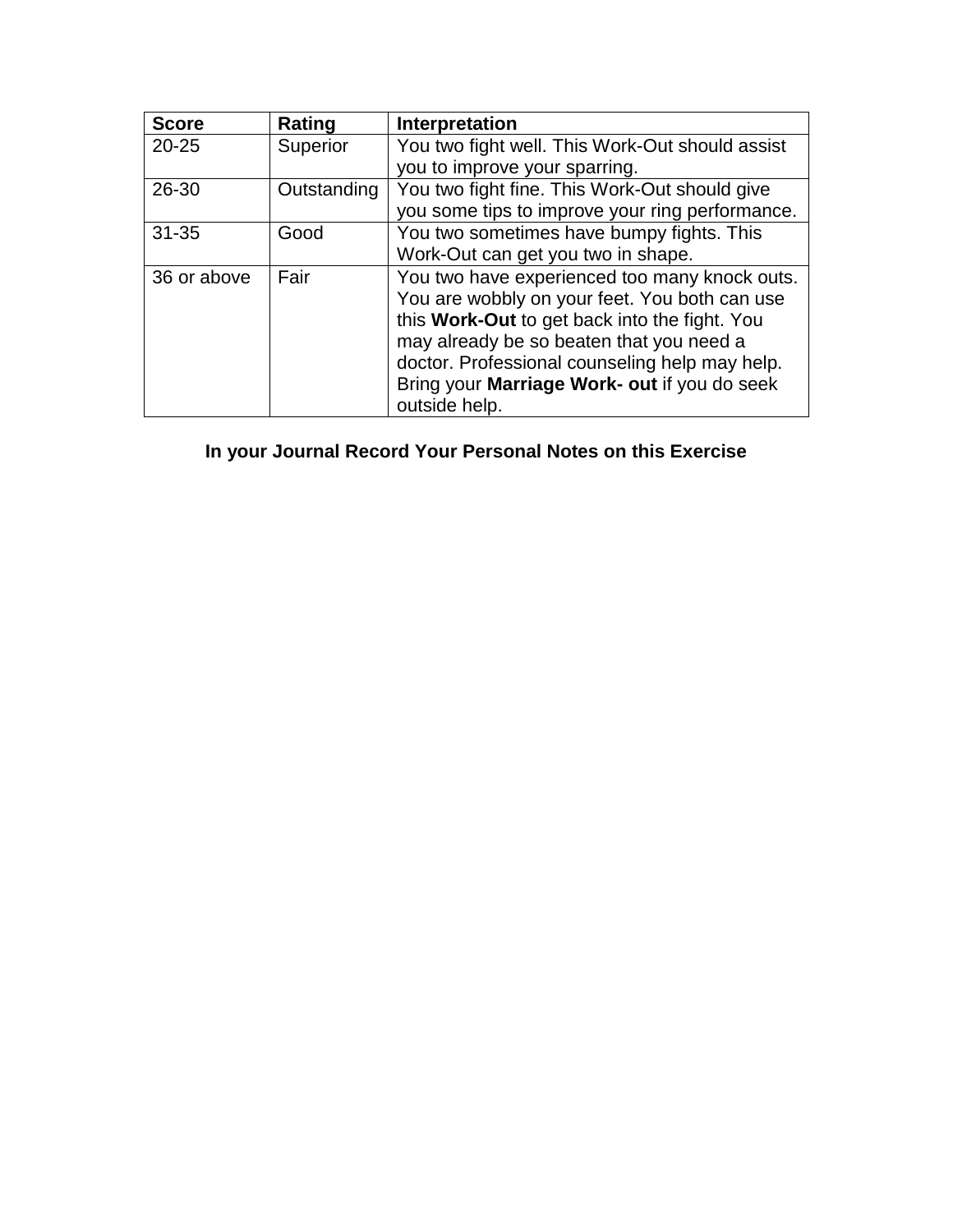| Score | Rating | Interpretation |
|---|---|---|
| 20-25 | Superior | You two fight well. This Work-Out should assist you to improve your sparring. |
| 26-30 | Outstanding | You two fight fine. This Work-Out should give you some tips to improve your ring performance. |
| 31-35 | Good | You two sometimes have bumpy fights. This Work-Out can get you two in shape. |
| 36 or above | Fair | You two have experienced too many knock outs. You are wobbly on your feet. You both can use this **Work-Out** to get back into the fight. You may already be so beaten that you need a doctor. Professional counseling help may help. Bring your **Marriage Work- out** if you do seek outside help. |

**In your Journal Record Your Personal Notes on this Exercise**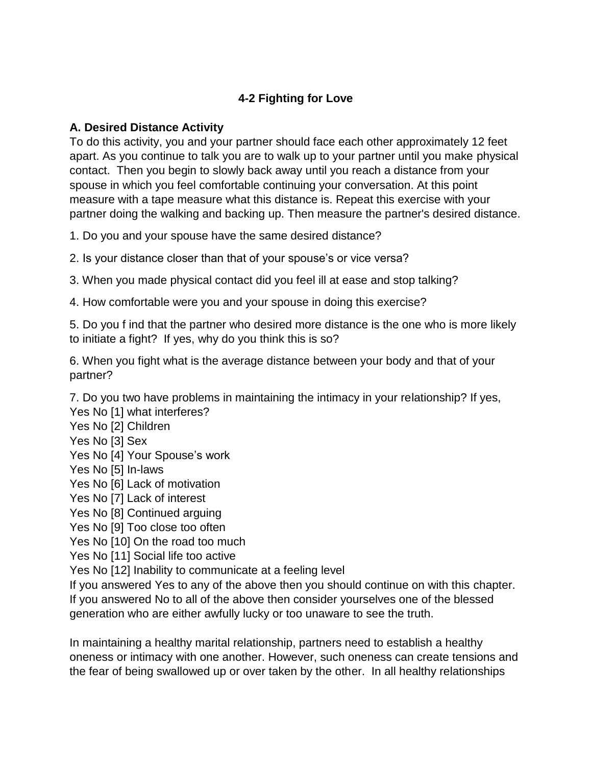### 4-2 Fighting for Love

**A. Desired Distance Activity**

To do this activity, you and your partner should face each other approximately 12 feet apart. As you continue to talk you are to walk up to your partner until you make physical contact. Then you begin to slowly back away until you reach a distance from your spouse in which you feel comfortable continuing your conversation. At this point measure with a tape measure what this distance is. Repeat this exercise with your partner doing the walking and backing up. Then measure the partner's desired distance.

1. Do you and your spouse have the same desired distance?

2. Is your distance closer than that of your spouse's or vice versa?

3. When you made physical contact did you feel ill at ease and stop talking?

4. How comfortable were you and your spouse in doing this exercise?

5. Do you f ind that the partner who desired more distance is the one who is more likely to initiate a fight? If yes, why do you think this is so?

6. When you fight what is the average distance between your body and that of your partner?

7. Do you two have problems in maintaining the intimacy in your relationship? If yes,

Yes No [1] what interferes?
Yes No [2] Children
Yes No [3] Sex
Yes No [4] Your Spouse's work
Yes No [5] In-laws
Yes No [6] Lack of motivation
Yes No [7] Lack of interest
Yes No [8] Continued arguing
Yes No [9] Too close too often
Yes No [10] On the road too much
Yes No [11] Social life too active
Yes No [12] Inability to communicate at a feeling level

If you answered Yes to any of the above then you should continue on with this chapter. If you answered No to all of the above then consider yourselves one of the blessed generation who are either awfully lucky or too unaware to see the truth.

In maintaining a healthy marital relationship, partners need to establish a healthy oneness or intimacy with one another. However, such oneness can create tensions and the fear of being swallowed up or over taken by the other. In all healthy relationships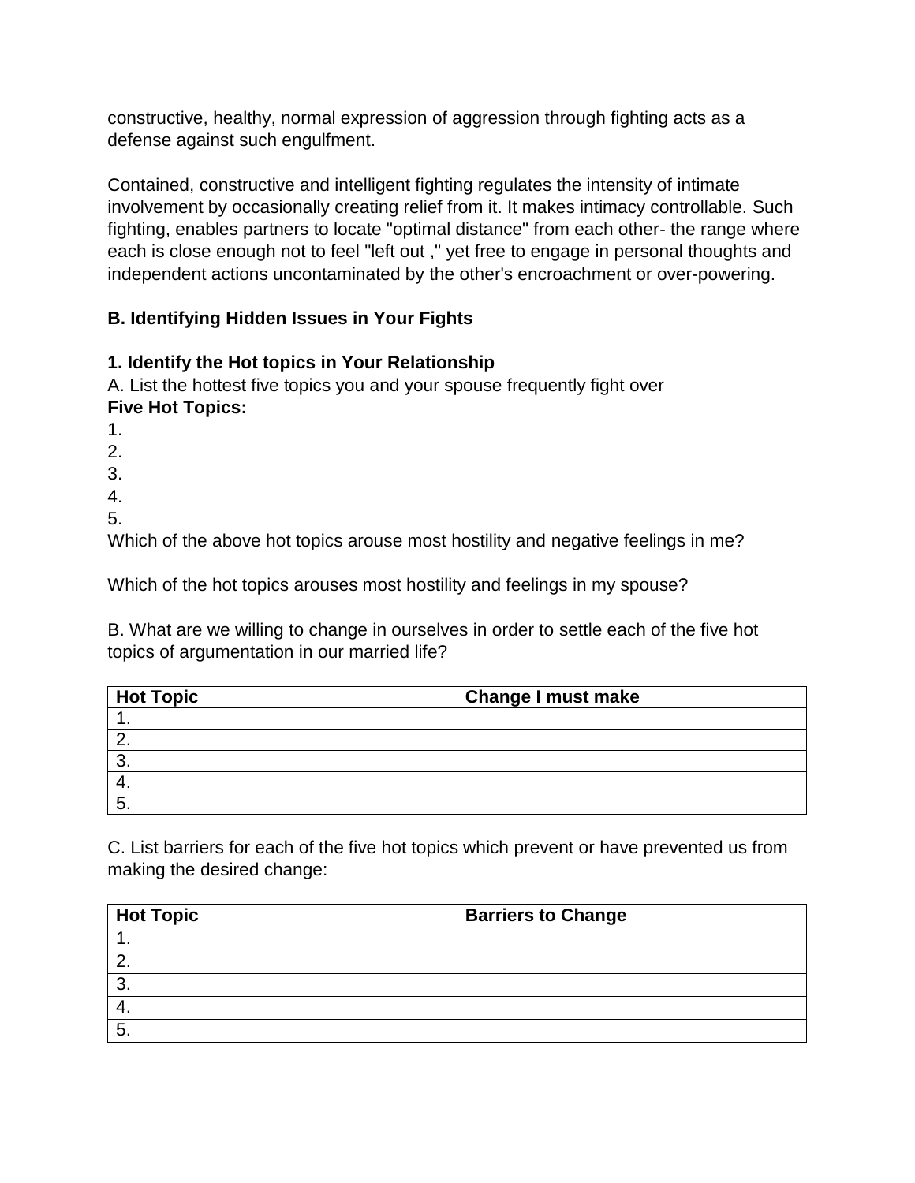constructive, healthy, normal expression of aggression through fighting acts as a defense against such engulfment.

Contained, constructive and intelligent fighting regulates the intensity of intimate involvement by occasionally creating relief from it. It makes intimacy controllable. Such fighting, enables partners to locate "optimal distance" from each other- the range where each is close enough not to feel "left out ," yet free to engage in personal thoughts and independent actions uncontaminated by the other's encroachment or over-powering.

**B. Identifying Hidden Issues in Your Fights**

**1. Identify the Hot topics in Your Relationship**

A. List the hottest five topics you and your spouse frequently fight over

**Five Hot Topics:**

1.
2.
3.
4.
5.

Which of the above hot topics arouse most hostility and negative feelings in me?

Which of the hot topics arouses most hostility and feelings in my spouse?

B. What are we willing to change in ourselves in order to settle each of the five hot topics of argumentation in our married life?

| Hot Topic | Change I must make |
|---|---|
| 1. | |
| 2. | |
| 3. | |
| 4. | |
| 5. | |

C. List barriers for each of the five hot topics which prevent or have prevented us from making the desired change:

| Hot Topic | Barriers to Change |
|---|---|
| 1. | |
| 2. | |
| 3. | |
| 4. | |
| 5. | |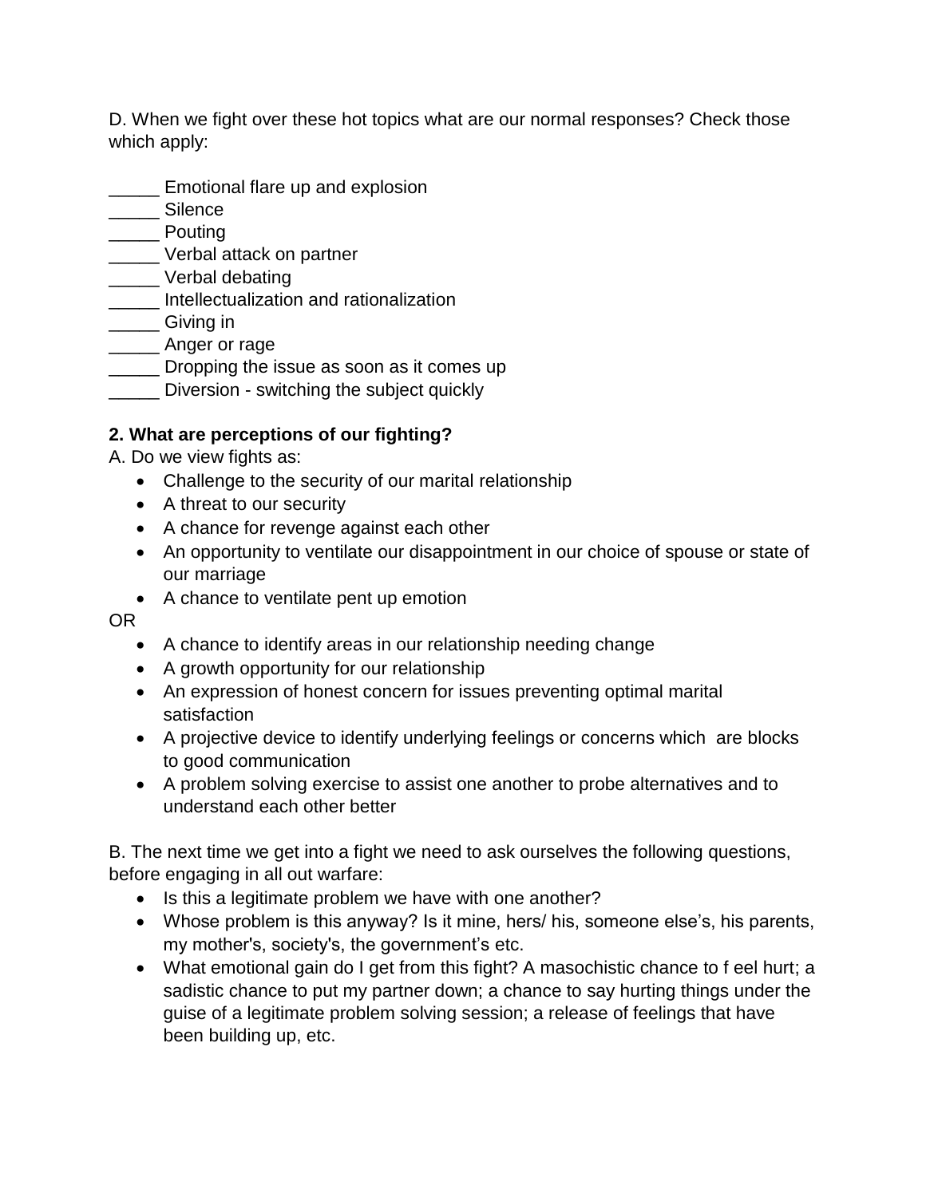D. When we fight over these hot topics what are our normal responses? Check those which apply:

_____ Emotional flare up and explosion
_____ Silence
_____ Pouting
_____ Verbal attack on partner
_____ Verbal debating
_____ Intellectualization and rationalization
_____ Giving in
_____ Anger or rage
_____ Dropping the issue as soon as it comes up
_____ Diversion - switching the subject quickly

**2. What are perceptions of our fighting?**

A. Do we view fights as:

- Challenge to the security of our marital relationship
- A threat to our security
- A chance for revenge against each other
- An opportunity to ventilate our disappointment in our choice of spouse or state of our marriage
- A chance to ventilate pent up emotion

OR

- A chance to identify areas in our relationship needing change
- A growth opportunity for our relationship
- An expression of honest concern for issues preventing optimal marital satisfaction
- A projective device to identify underlying feelings or concerns which are blocks to good communication
- A problem solving exercise to assist one another to probe alternatives and to understand each other better

B. The next time we get into a fight we need to ask ourselves the following questions, before engaging in all out warfare:

- Is this a legitimate problem we have with one another?
- Whose problem is this anyway? Is it mine, hers/ his, someone else's, his parents, my mother's, society's, the government's etc.
- What emotional gain do I get from this fight? A masochistic chance to f eel hurt; a sadistic chance to put my partner down; a chance to say hurting things under the guise of a legitimate problem solving session; a release of feelings that have been building up, etc.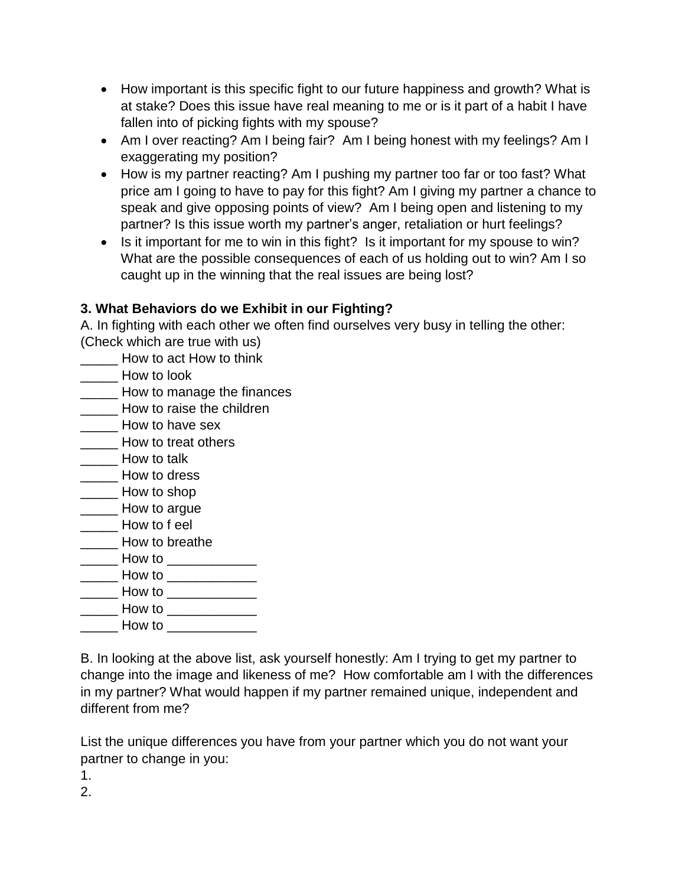- How important is this specific fight to our future happiness and growth? What is at stake? Does this issue have real meaning to me or is it part of a habit I have fallen into of picking fights with my spouse?
- Am I over reacting? Am I being fair? Am I being honest with my feelings? Am I exaggerating my position?
- How is my partner reacting? Am I pushing my partner too far or too fast? What price am I going to have to pay for this fight? Am I giving my partner a chance to speak and give opposing points of view? Am I being open and listening to my partner? Is this issue worth my partner's anger, retaliation or hurt feelings?
- Is it important for me to win in this fight? Is it important for my spouse to win? What are the possible consequences of each of us holding out to win? Am I so caught up in the winning that the real issues are being lost?

**3. What Behaviors do we Exhibit in our Fighting?**

A. In fighting with each other we often find ourselves very busy in telling the other: (Check which are true with us)

_____ How to act How to think
_____ How to look
_____ How to manage the finances
_____ How to raise the children
_____ How to have sex
_____ How to treat others
_____ How to talk
_____ How to dress
_____ How to shop
_____ How to argue
_____ How to f eel
_____ How to breathe
_____ How to ____________
_____ How to ____________
_____ How to ____________
_____ How to ____________
_____ How to ____________

B. In looking at the above list, ask yourself honestly: Am I trying to get my partner to change into the image and likeness of me? How comfortable am I with the differences in my partner? What would happen if my partner remained unique, independent and different from me?

List the unique differences you have from your partner which you do not want your partner to change in you:

1.
2.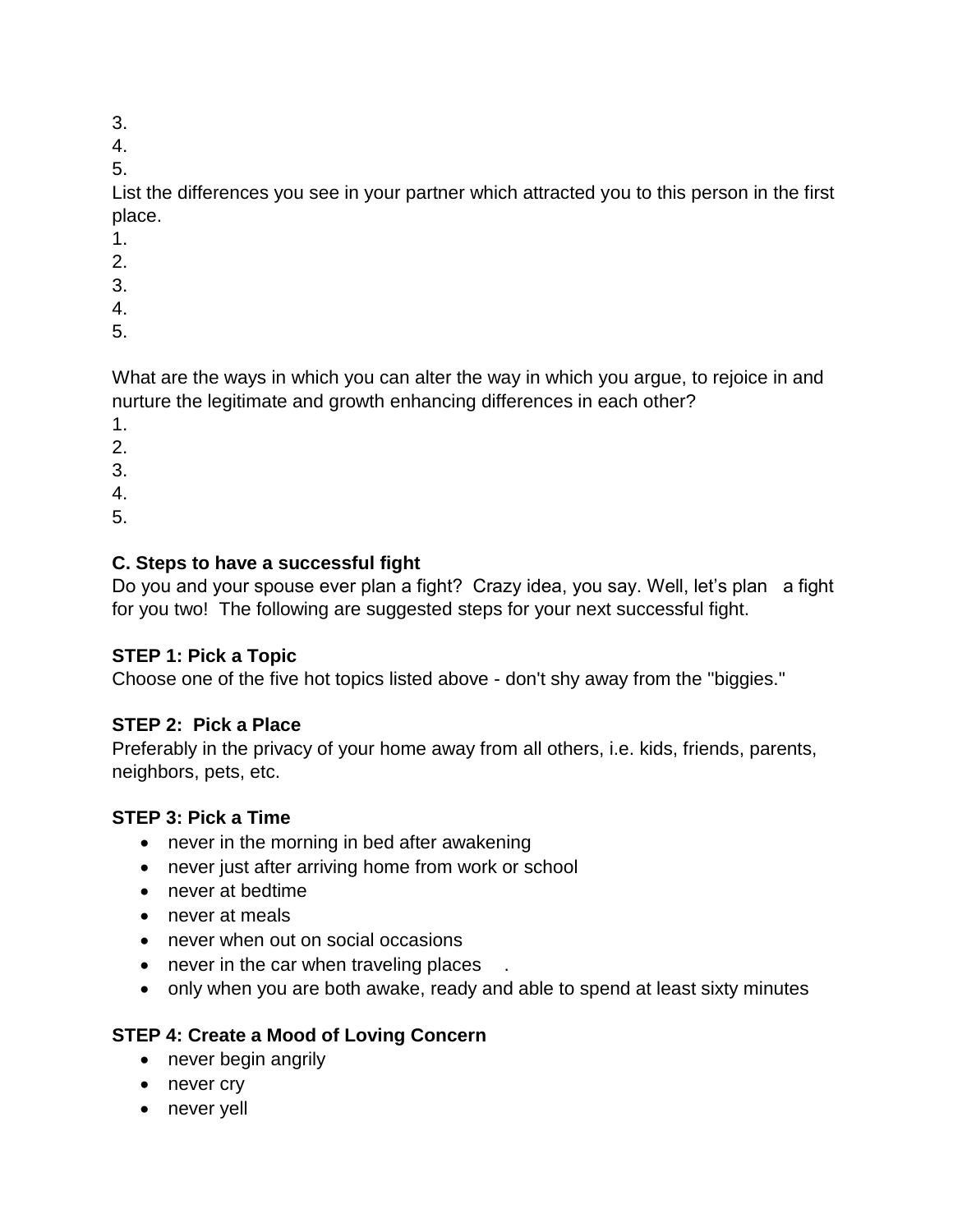3.
4.
5.

List the differences you see in your partner which attracted you to this person in the first place.

1.
2.
3.
4.
5.

What are the ways in which you can alter the way in which you argue, to rejoice in and nurture the legitimate and growth enhancing differences in each other?

1.
2.
3.
4.
5.

**C. Steps to have a successful fight**

Do you and your spouse ever plan a fight? Crazy idea, you say. Well, let's plan a fight for you two! The following are suggested steps for your next successful fight.

**STEP 1: Pick a Topic**

Choose one of the five hot topics listed above - don't shy away from the "biggies."

**STEP 2: Pick a Place**

Preferably in the privacy of your home away from all others, i.e. kids, friends, parents, neighbors, pets, etc.

**STEP 3: Pick a Time**

- never in the morning in bed after awakening
- never just after arriving home from work or school
- never at bedtime
- never at meals
- never when out on social occasions
- never in the car when traveling places .
- only when you are both awake, ready and able to spend at least sixty minutes

**STEP 4: Create a Mood of Loving Concern**

- never begin angrily
- never cry
- never yell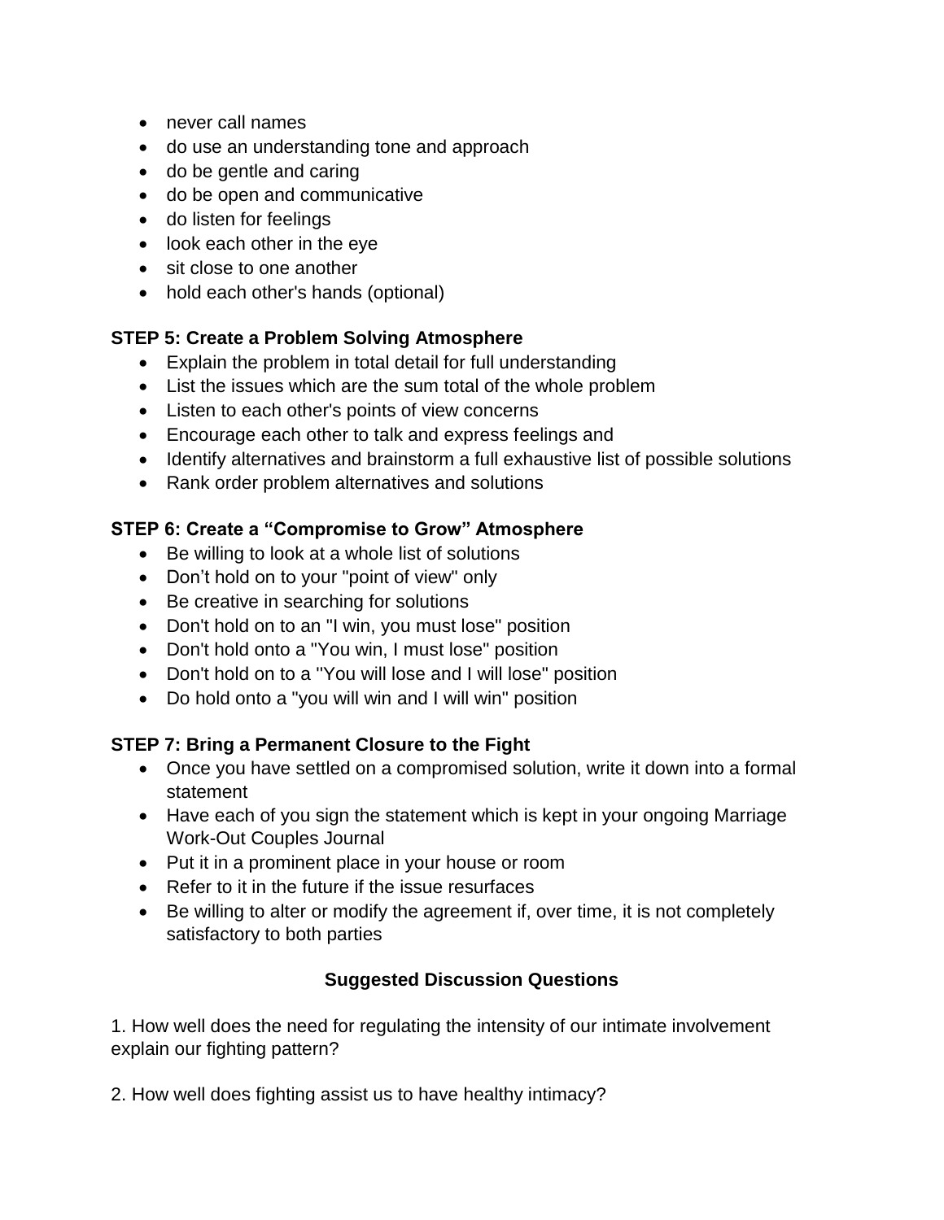- never call names
- do use an understanding tone and approach
- do be gentle and caring
- do be open and communicative
- do listen for feelings
- look each other in the eye
- sit close to one another
- hold each other's hands (optional)

**STEP 5: Create a Problem Solving Atmosphere**

- Explain the problem in total detail for full understanding
- List the issues which are the sum total of the whole problem
- Listen to each other's points of view concerns
- Encourage each other to talk and express feelings and
- Identify alternatives and brainstorm a full exhaustive list of possible solutions
- Rank order problem alternatives and solutions

**STEP 6: Create a "Compromise to Grow" Atmosphere**

- Be willing to look at a whole list of solutions
- Don't hold on to your "point of view" only
- Be creative in searching for solutions
- Don't hold on to an "I win, you must lose" position
- Don't hold onto a "You win, I must lose" position
- Don't hold on to a "You will lose and I will lose" position
- Do hold onto a "you will win and I will win" position

**STEP 7: Bring a Permanent Closure to the Fight**

- Once you have settled on a compromised solution, write it down into a formal statement
- Have each of you sign the statement which is kept in your ongoing Marriage Work-Out Couples Journal
- Put it in a prominent place in your house or room
- Refer to it in the future if the issue resurfaces
- Be willing to alter or modify the agreement if, over time, it is not completely satisfactory to both parties

## Suggested Discussion Questions

1. How well does the need for regulating the intensity of our intimate involvement explain our fighting pattern?

2. How well does fighting assist us to have healthy intimacy?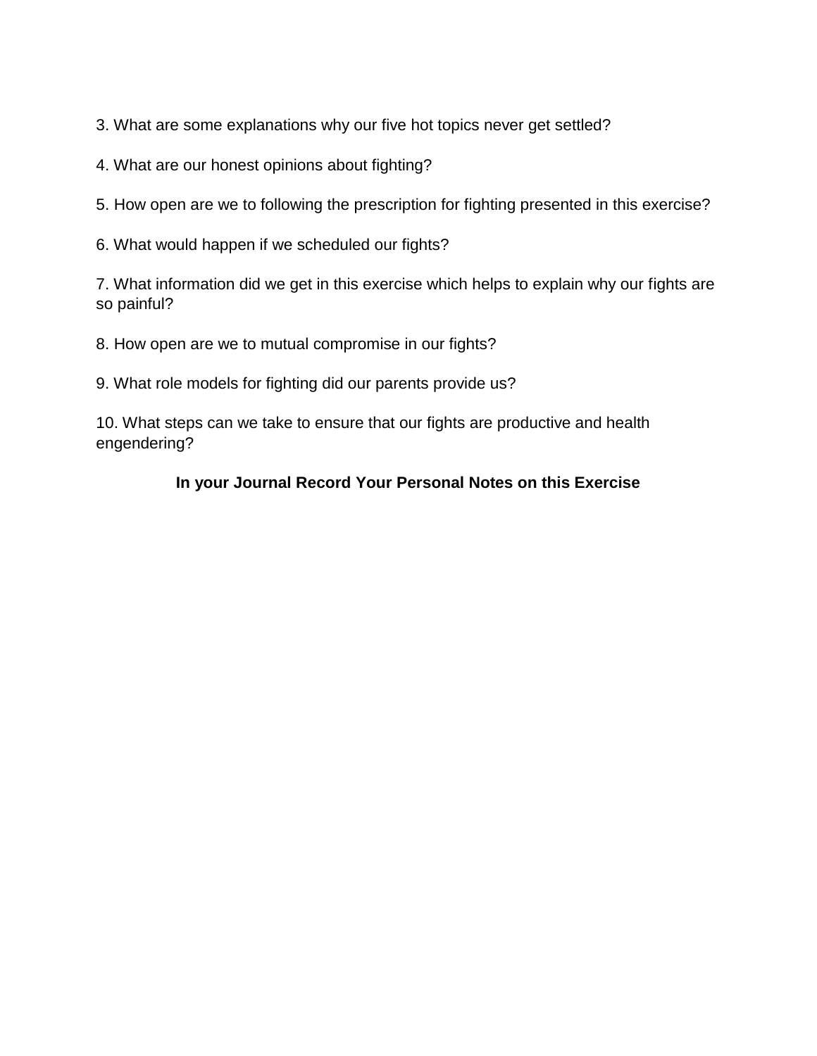3. What are some explanations why our five hot topics never get settled?

4. What are our honest opinions about fighting?

5. How open are we to following the prescription for fighting presented in this exercise?

6. What would happen if we scheduled our fights?

7. What information did we get in this exercise which helps to explain why our fights are so painful?

8. How open are we to mutual compromise in our fights?

9. What role models for fighting did our parents provide us?

10. What steps can we take to ensure that our fights are productive and health engendering?

**In your Journal Record Your Personal Notes on this Exercise**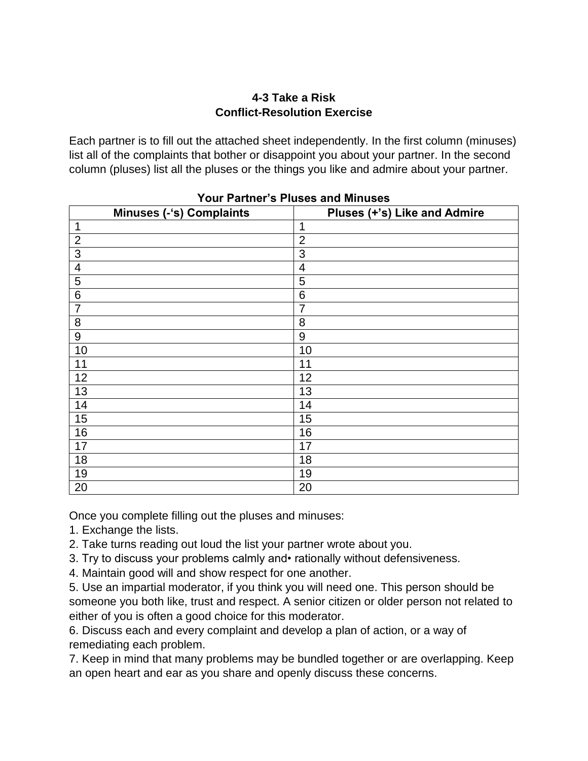**4-3 Take a Risk**
**Conflict-Resolution Exercise**

Each partner is to fill out the attached sheet independently. In the first column (minuses) list all of the complaints that bother or disappoint you about your partner. In the second column (pluses) list all the pluses or the things you like and admire about your partner.

**Your Partner's Pluses and Minuses**

| Minuses (-'s) Complaints | Pluses (+'s) Like and Admire |
|---|---|
| 1 | 1 |
| 2 | 2 |
| 3 | 3 |
| 4 | 4 |
| 5 | 5 |
| 6 | 6 |
| 7 | 7 |
| 8 | 8 |
| 9 | 9 |
| 10 | 10 |
| 11 | 11 |
| 12 | 12 |
| 13 | 13 |
| 14 | 14 |
| 15 | 15 |
| 16 | 16 |
| 17 | 17 |
| 18 | 18 |
| 19 | 19 |
| 20 | 20 |

Once you complete filling out the pluses and minuses:

1. Exchange the lists.
2. Take turns reading out loud the list your partner wrote about you.
3. Try to discuss your problems calmly and• rationally without defensiveness.
4. Maintain good will and show respect for one another.
5. Use an impartial moderator, if you think you will need one. This person should be someone you both like, trust and respect. A senior citizen or older person not related to either of you is often a good choice for this moderator.
6. Discuss each and every complaint and develop a plan of action, or a way of remediating each problem.
7. Keep in mind that many problems may be bundled together or are overlapping. Keep an open heart and ear as you share and openly discuss these concerns.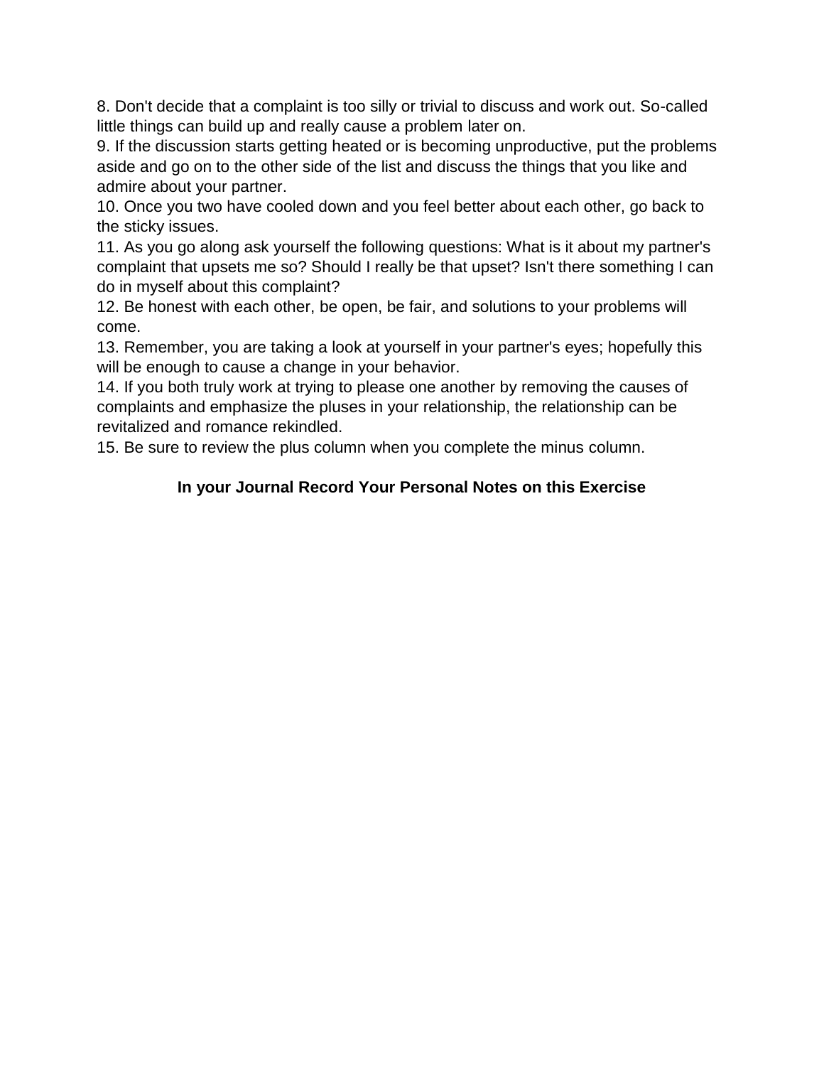8. Don't decide that a complaint is too silly or trivial to discuss and work out. So-called little things can build up and really cause a problem later on.
9. If the discussion starts getting heated or is becoming unproductive, put the problems aside and go on to the other side of the list and discuss the things that you like and admire about your partner.
10. Once you two have cooled down and you feel better about each other, go back to the sticky issues.
11. As you go along ask yourself the following questions: What is it about my partner's complaint that upsets me so? Should I really be that upset? Isn't there something I can do in myself about this complaint?
12. Be honest with each other, be open, be fair, and solutions to your problems will come.
13. Remember, you are taking a look at yourself in your partner's eyes; hopefully this will be enough to cause a change in your behavior.
14. If you both truly work at trying to please one another by removing the causes of complaints and emphasize the pluses in your relationship, the relationship can be revitalized and romance rekindled.
15. Be sure to review the plus column when you complete the minus column.

**In your Journal Record Your Personal Notes on this Exercise**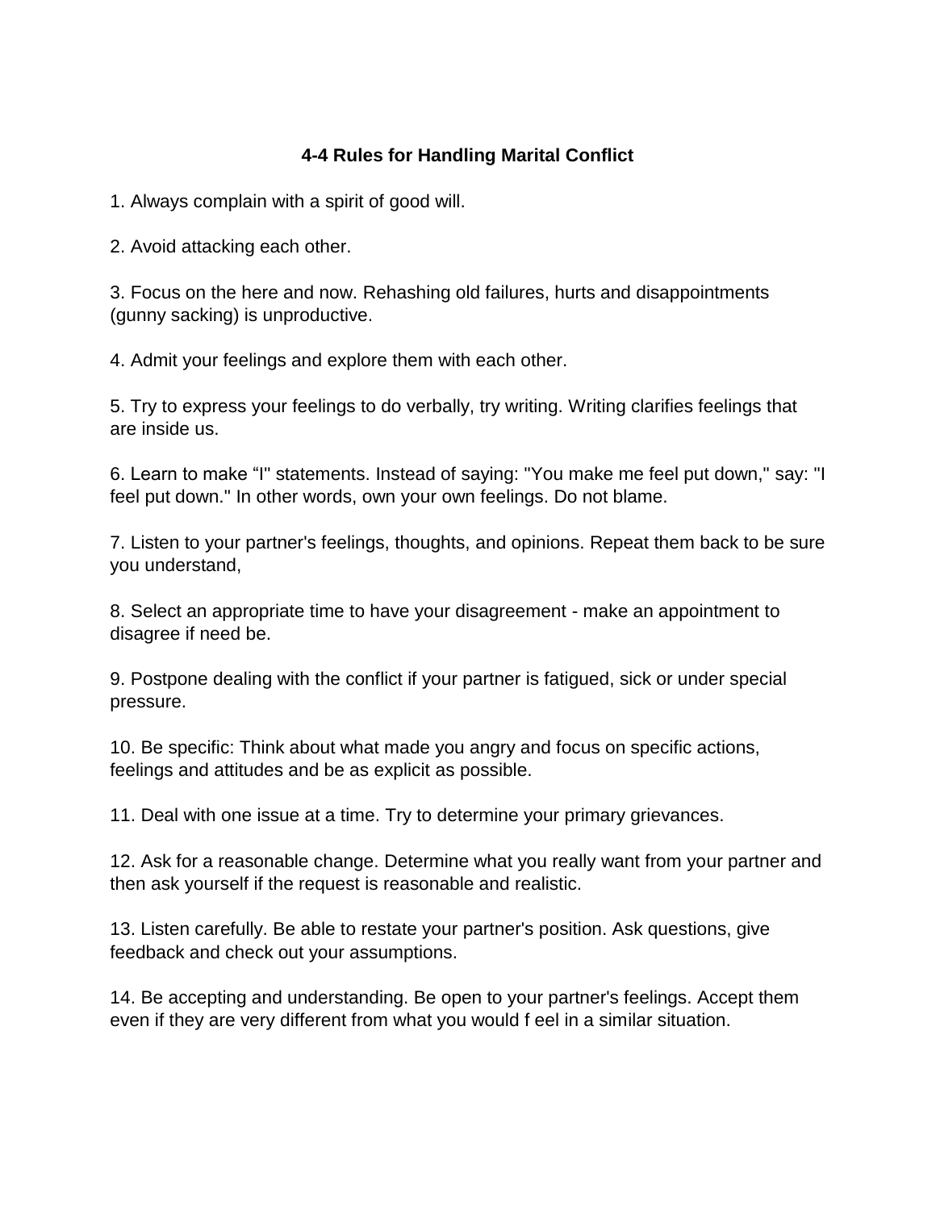### 4-4 Rules for Handling Marital Conflict

1. Always complain with a spirit of good will.

2. Avoid attacking each other.

3. Focus on the here and now. Rehashing old failures, hurts and disappointments (gunny sacking) is unproductive.

4. Admit your feelings and explore them with each other.

5. Try to express your feelings to do verbally, try writing. Writing clarifies feelings that are inside us.

6. Learn to make “I" statements. Instead of saying: "You make me feel put down," say: "I feel put down." In other words, own your own feelings. Do not blame.

7. Listen to your partner's feelings, thoughts, and opinions. Repeat them back to be sure you understand,

8. Select an appropriate time to have your disagreement - make an appointment to disagree if need be.

9. Postpone dealing with the conflict if your partner is fatigued, sick or under special pressure.

10. Be specific: Think about what made you angry and focus on specific actions, feelings and attitudes and be as explicit as possible.

11. Deal with one issue at a time. Try to determine your primary grievances.

12. Ask for a reasonable change. Determine what you really want from your partner and then ask yourself if the request is reasonable and realistic.

13. Listen carefully. Be able to restate your partner's position. Ask questions, give feedback and check out your assumptions.

14. Be accepting and understanding. Be open to your partner's feelings. Accept them even if they are very different from what you would f eel in a similar situation.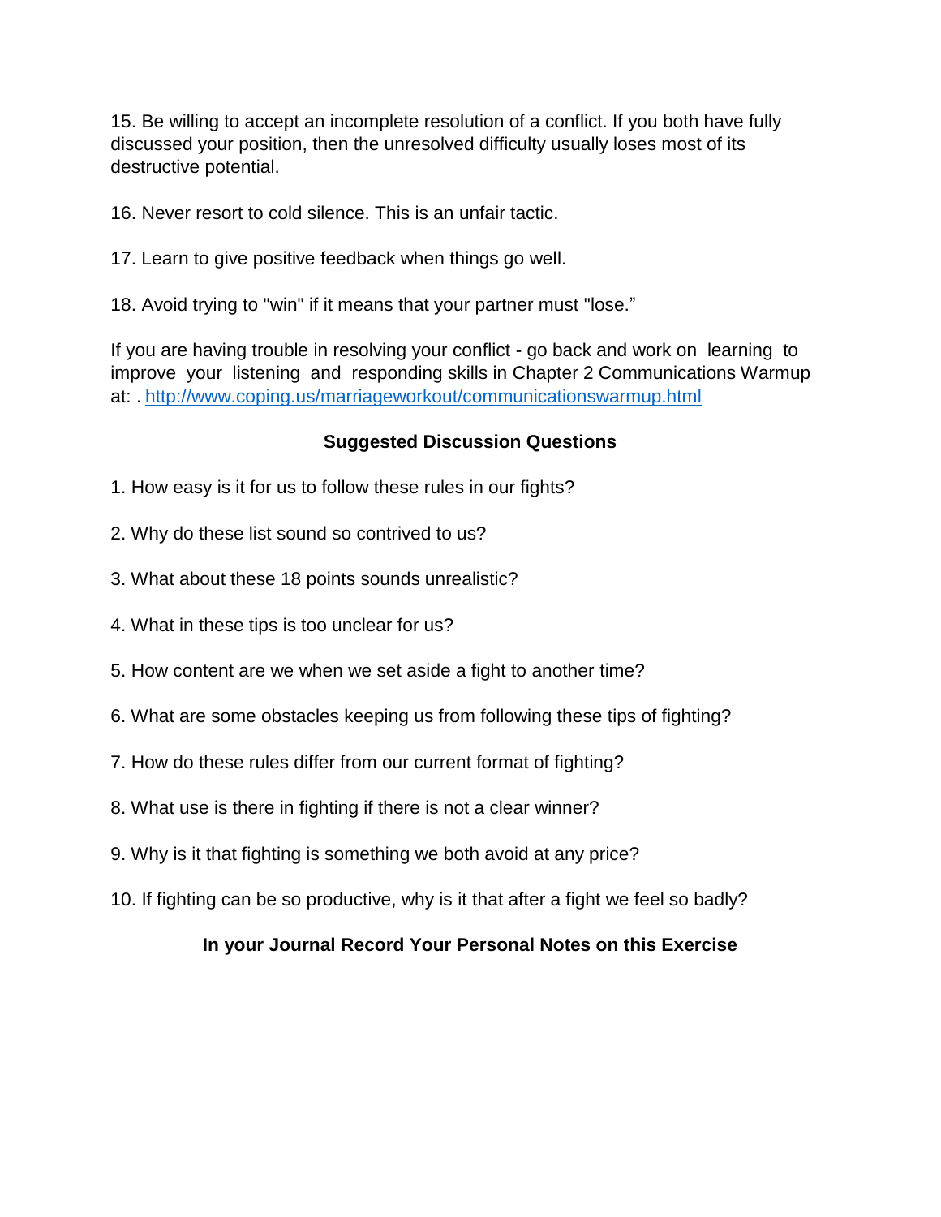15. Be willing to accept an incomplete resolution of a conflict. If you both have fully discussed your position, then the unresolved difficulty usually loses most of its destructive potential.

16. Never resort to cold silence. This is an unfair tactic.

17. Learn to give positive feedback when things go well.

18. Avoid trying to "win" if it means that your partner must "lose."

If you are having trouble in resolving your conflict - go back and work on learning to improve your listening and responding skills in Chapter 2 Communications Warmup at: . http://www.coping.us/marriageworkout/communicationswarmup.html

### Suggested Discussion Questions

1. How easy is it for us to follow these rules in our fights?

2. Why do these list sound so contrived to us?

3. What about these 18 points sounds unrealistic?

4. What in these tips is too unclear for us?

5. How content are we when we set aside a fight to another time?

6. What are some obstacles keeping us from following these tips of fighting?

7. How do these rules differ from our current format of fighting?

8. What use is there in fighting if there is not a clear winner?

9. Why is it that fighting is something we both avoid at any price?

10. If fighting can be so productive, why is it that after a fight we feel so badly?

**In your Journal Record Your Personal Notes on this Exercise**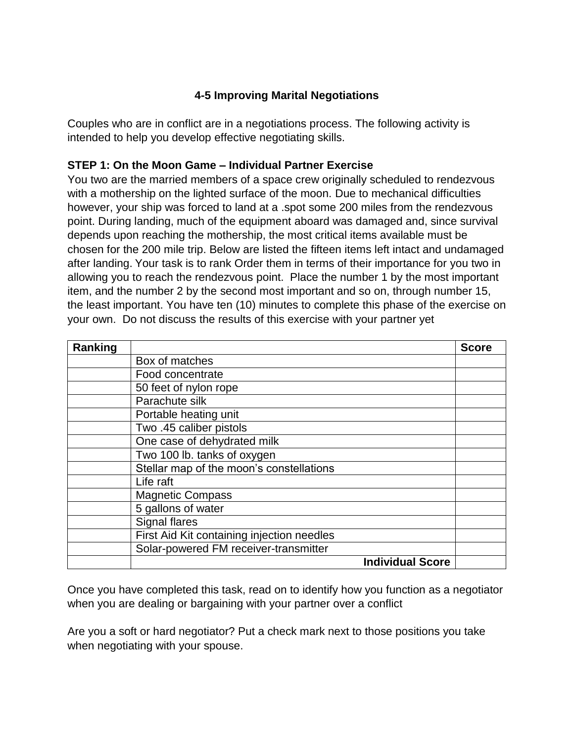## 4-5 Improving Marital Negotiations

Couples who are in conflict are in a negotiations process. The following activity is intended to help you develop effective negotiating skills.

**STEP 1: On the Moon Game – Individual Partner Exercise**

You two are the married members of a space crew originally scheduled to rendezvous with a mothership on the lighted surface of the moon. Due to mechanical difficulties however, your ship was forced to land at a .spot some 200 miles from the rendezvous point. During landing, much of the equipment aboard was damaged and, since survival depends upon reaching the mothership, the most critical items available must be chosen for the 200 mile trip. Below are listed the fifteen items left intact and undamaged after landing. Your task is to rank Order them in terms of their importance for you two in allowing you to reach the rendezvous point. Place the number 1 by the most important item, and the number 2 by the second most important and so on, through number 15, the least important. You have ten (10) minutes to complete this phase of the exercise on your own. Do not discuss the results of this exercise with your partner yet

| Ranking | | Score |
|---|---|---|
| | Box of matches | |
| | Food concentrate | |
| | 50 feet of nylon rope | |
| | Parachute silk | |
| | Portable heating unit | |
| | Two .45 caliber pistols | |
| | One case of dehydrated milk | |
| | Two 100 lb. tanks of oxygen | |
| | Stellar map of the moon's constellations | |
| | Life raft | |
| | Magnetic Compass | |
| | 5 gallons of water | |
| | Signal flares | |
| | First Aid Kit containing injection needles | |
| | Solar-powered FM receiver-transmitter | |
| | **Individual Score** | |

Once you have completed this task, read on to identify how you function as a negotiator when you are dealing or bargaining with your partner over a conflict

Are you a soft or hard negotiator? Put a check mark next to those positions you take when negotiating with your spouse.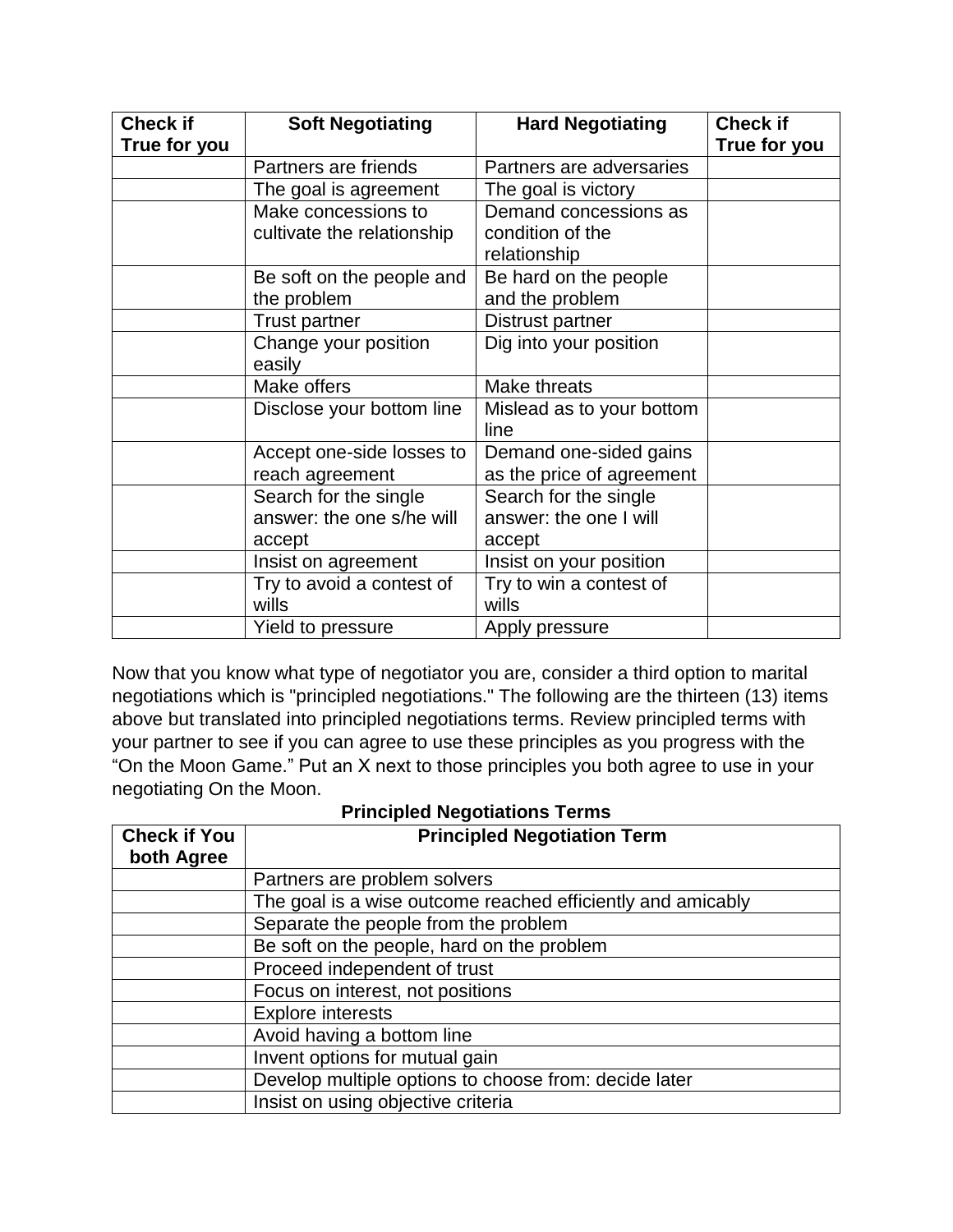| Check if True for you | Soft Negotiating | Hard Negotiating | Check if True for you |
|---|---|---|---|
| | Partners are friends | Partners are adversaries | |
| | The goal is agreement | The goal is victory | |
| | Make concessions to cultivate the relationship | Demand concessions as condition of the relationship | |
| | Be soft on the people and the problem | Be hard on the people and the problem | |
| | Trust partner | Distrust partner | |
| | Change your position easily | Dig into your position | |
| | Make offers | Make threats | |
| | Disclose your bottom line | Mislead as to your bottom line | |
| | Accept one-side losses to reach agreement | Demand one-sided gains as the price of agreement | |
| | Search for the single answer: the one s/he will accept | Search for the single answer: the one I will accept | |
| | Insist on agreement | Insist on your position | |
| | Try to avoid a contest of wills | Try to win a contest of wills | |
| | Yield to pressure | Apply pressure | |

Now that you know what type of negotiator you are, consider a third option to marital negotiations which is "principled negotiations." The following are the thirteen (13) items above but translated into principled negotiations terms. Review principled terms with your partner to see if you can agree to use these principles as you progress with the "On the Moon Game." Put an X next to those principles you both agree to use in your negotiating On the Moon.

**Principled Negotiations Terms**

| Check if You both Agree | Principled Negotiation Term |
|---|---|
| | Partners are problem solvers |
| | The goal is a wise outcome reached efficiently and amicably |
| | Separate the people from the problem |
| | Be soft on the people, hard on the problem |
| | Proceed independent of trust |
| | Focus on interest, not positions |
| | Explore interests |
| | Avoid having a bottom line |
| | Invent options for mutual gain |
| | Develop multiple options to choose from: decide later |
| | Insist on using objective criteria |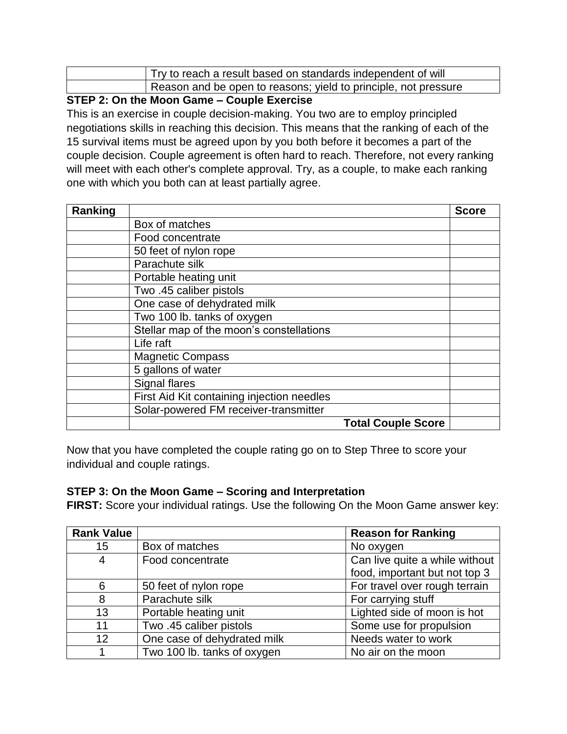| | |
|---|---|
| | Try to reach a result based on standards independent of will |
| | Reason and be open to reasons; yield to principle, not pressure |

**STEP 2: On the Moon Game – Couple Exercise**

This is an exercise in couple decision-making. You two are to employ principled negotiations skills in reaching this decision. This means that the ranking of each of the 15 survival items must be agreed upon by you both before it becomes a part of the couple decision. Couple agreement is often hard to reach. Therefore, not every ranking will meet with each other's complete approval. Try, as a couple, to make each ranking one with which you both can at least partially agree.

| Ranking | | Score |
|---|---|---|
| | Box of matches | |
| | Food concentrate | |
| | 50 feet of nylon rope | |
| | Parachute silk | |
| | Portable heating unit | |
| | Two .45 caliber pistols | |
| | One case of dehydrated milk | |
| | Two 100 lb. tanks of oxygen | |
| | Stellar map of the moon's constellations | |
| | Life raft | |
| | Magnetic Compass | |
| | 5 gallons of water | |
| | Signal flares | |
| | First Aid Kit containing injection needles | |
| | Solar-powered FM receiver-transmitter | |
| | **Total Couple Score** | |

Now that you have completed the couple rating go on to Step Three to score your individual and couple ratings.

**STEP 3: On the Moon Game – Scoring and Interpretation**

**FIRST:** Score your individual ratings. Use the following On the Moon Game answer key:

| Rank Value | | Reason for Ranking |
|---|---|---|
| 15 | Box of matches | No oxygen |
| 4 | Food concentrate | Can live quite a while without food, important but not top 3 |
| 6 | 50 feet of nylon rope | For travel over rough terrain |
| 8 | Parachute silk | For carrying stuff |
| 13 | Portable heating unit | Lighted side of moon is hot |
| 11 | Two .45 caliber pistols | Some use for propulsion |
| 12 | One case of dehydrated milk | Needs water to work |
| 1 | Two 100 lb. tanks of oxygen | No air on the moon |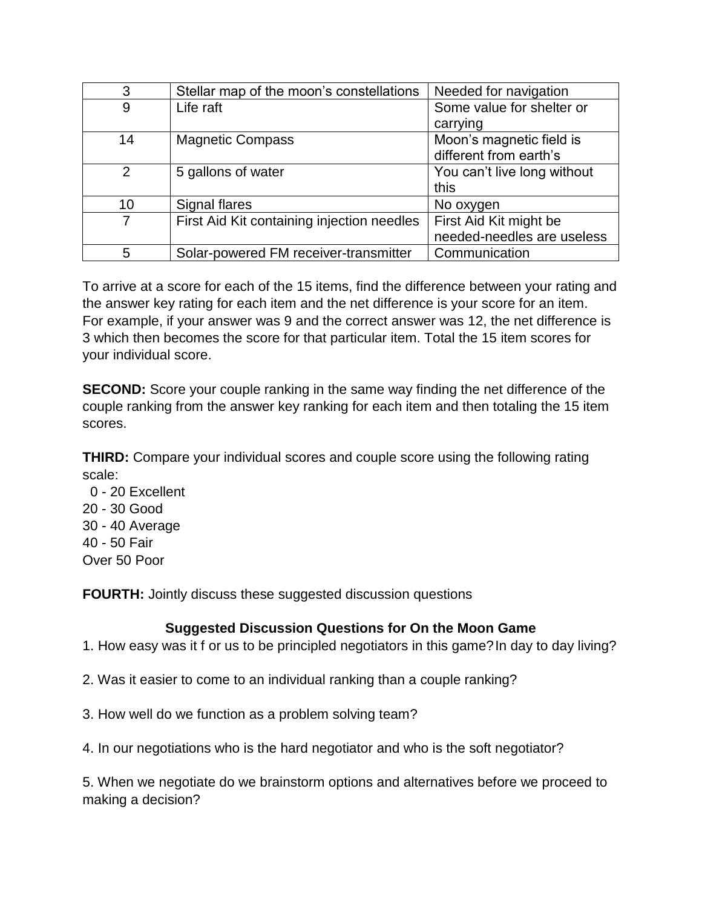| | | |
|---|---|---|
| 3 | Stellar map of the moon's constellations | Needed for navigation |
| 9 | Life raft | Some value for shelter or carrying |
| 14 | Magnetic Compass | Moon's magnetic field is different from earth's |
| 2 | 5 gallons of water | You can't live long without this |
| 10 | Signal flares | No oxygen |
| 7 | First Aid Kit containing injection needles | First Aid Kit might be needed-needles are useless |
| 5 | Solar-powered FM receiver-transmitter | Communication |

To arrive at a score for each of the 15 items, find the difference between your rating and the answer key rating for each item and the net difference is your score for an item. For example, if your answer was 9 and the correct answer was 12, the net difference is 3 which then becomes the score for that particular item. Total the 15 item scores for your individual score.

**SECOND:** Score your couple ranking in the same way finding the net difference of the couple ranking from the answer key ranking for each item and then totaling the 15 item scores.

**THIRD:** Compare your individual scores and couple score using the following rating scale:

0 - 20 Excellent
20 - 30 Good
30 - 40 Average
40 - 50 Fair
Over 50 Poor

**FOURTH:** Jointly discuss these suggested discussion questions

### Suggested Discussion Questions for On the Moon Game

1. How easy was it f or us to be principled negotiators in this game? In day to day living?

2. Was it easier to come to an individual ranking than a couple ranking?

3. How well do we function as a problem solving team?

4. In our negotiations who is the hard negotiator and who is the soft negotiator?

5. When we negotiate do we brainstorm options and alternatives before we proceed to making a decision?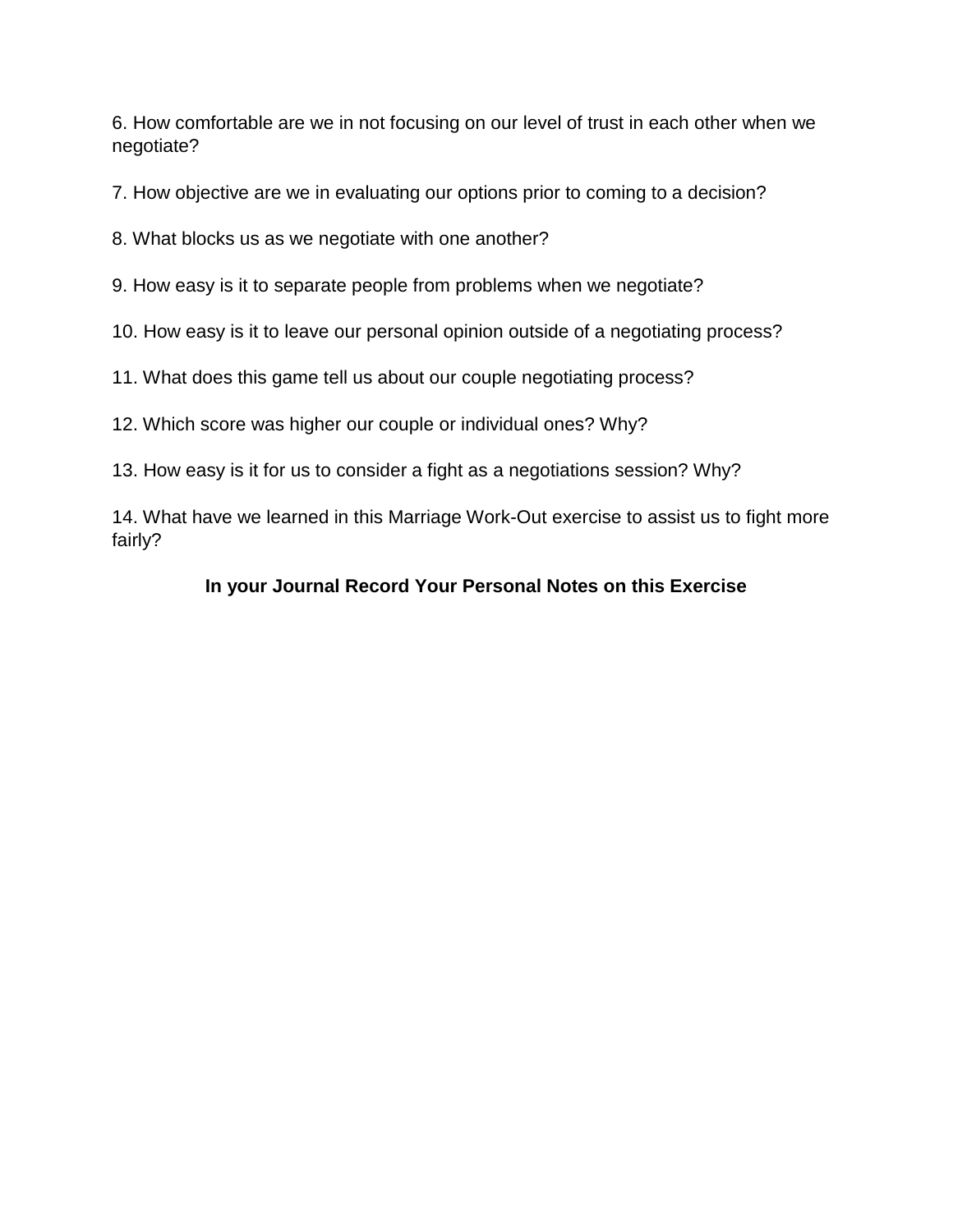6. How comfortable are we in not focusing on our level of trust in each other when we negotiate?

7. How objective are we in evaluating our options prior to coming to a decision?

8. What blocks us as we negotiate with one another?

9. How easy is it to separate people from problems when we negotiate?

10. How easy is it to leave our personal opinion outside of a negotiating process?

11. What does this game tell us about our couple negotiating process?

12. Which score was higher our couple or individual ones? Why?

13. How easy is it for us to consider a fight as a negotiations session? Why?

14. What have we learned in this Marriage Work-Out exercise to assist us to fight more fairly?

**In your Journal Record Your Personal Notes on this Exercise**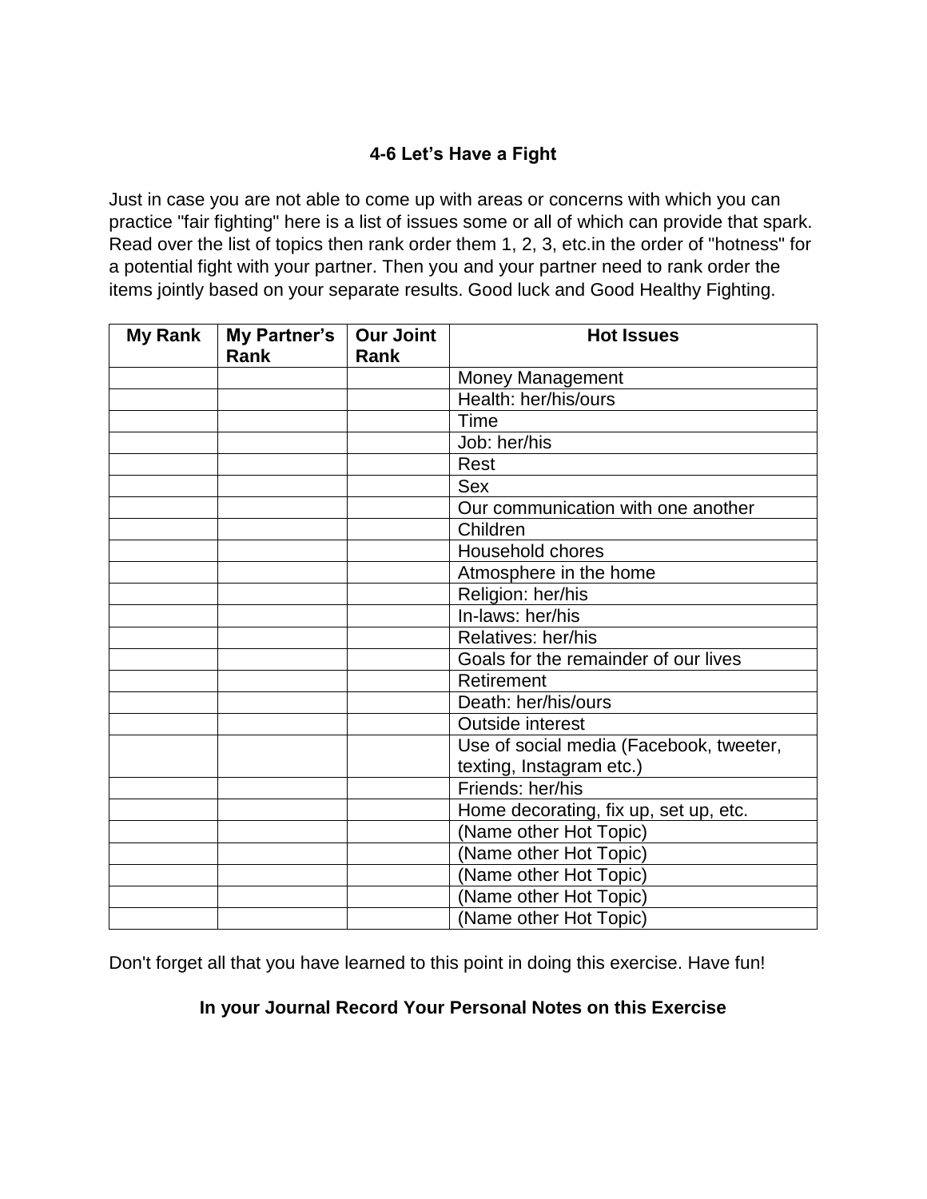### 4-6 Let's Have a Fight

Just in case you are not able to come up with areas or concerns with which you can practice "fair fighting" here is a list of issues some or all of which can provide that spark. Read over the list of topics then rank order them 1, 2, 3, etc.in the order of "hotness" for a potential fight with your partner. Then you and your partner need to rank order the items jointly based on your separate results. Good luck and Good Healthy Fighting.

| My Rank | My Partner's Rank | Our Joint Rank | Hot Issues |
|---|---|---|---|
| | | | Money Management |
| | | | Health: her/his/ours |
| | | | Time |
| | | | Job: her/his |
| | | | Rest |
| | | | Sex |
| | | | Our communication with one another |
| | | | Children |
| | | | Household chores |
| | | | Atmosphere in the home |
| | | | Religion: her/his |
| | | | In-laws: her/his |
| | | | Relatives: her/his |
| | | | Goals for the remainder of our lives |
| | | | Retirement |
| | | | Death: her/his/ours |
| | | | Outside interest |
| | | | Use of social media (Facebook, tweeter, texting, Instagram etc.) |
| | | | Friends: her/his |
| | | | Home decorating, fix up, set up, etc. |
| | | | (Name other Hot Topic) |
| | | | (Name other Hot Topic) |
| | | | (Name other Hot Topic) |
| | | | (Name other Hot Topic) |
| | | | (Name other Hot Topic) |

Don't forget all that you have learned to this point in doing this exercise. Have fun!

**In your Journal Record Your Personal Notes on this Exercise**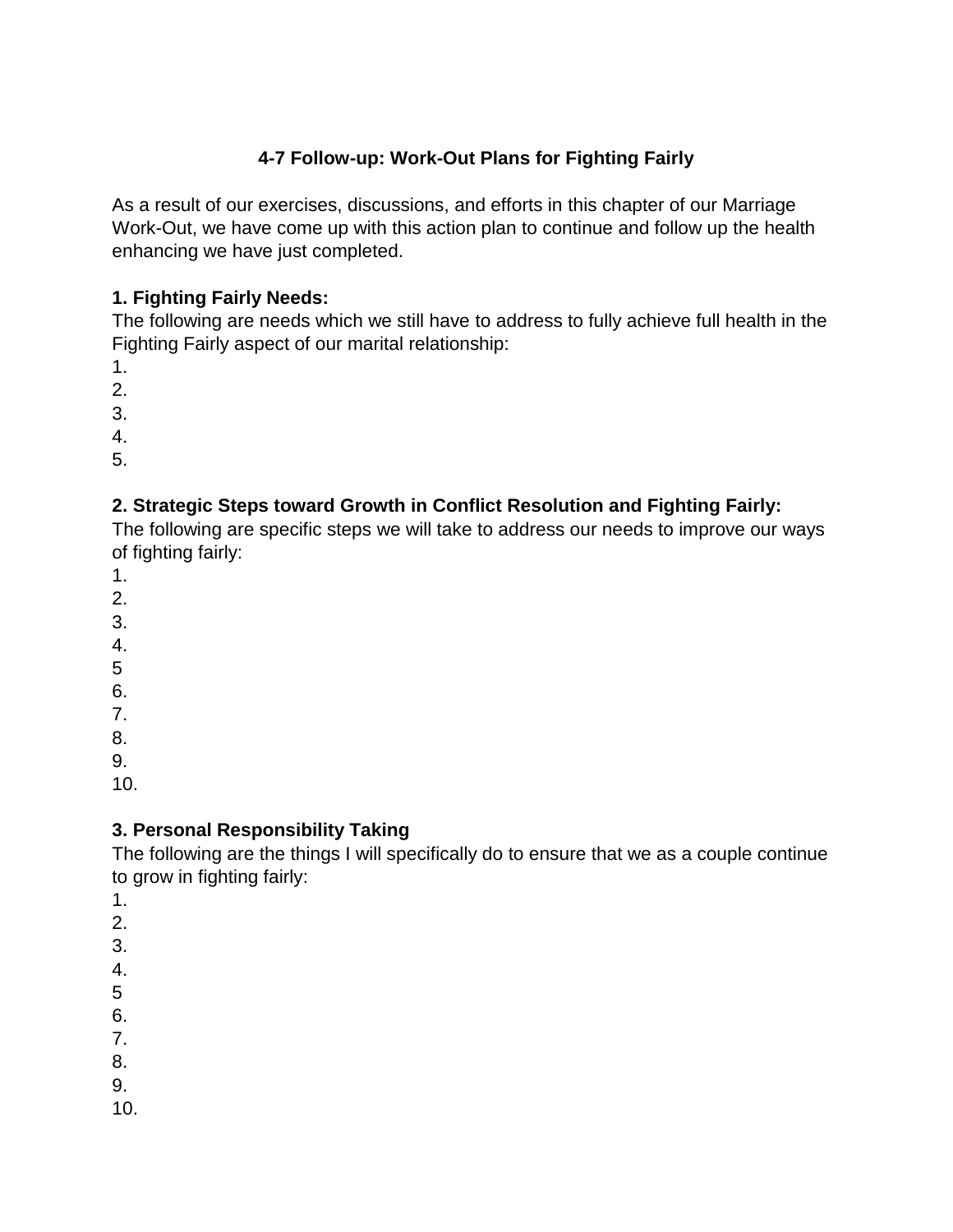## 4-7 Follow-up: Work-Out Plans for Fighting Fairly

As a result of our exercises, discussions, and efforts in this chapter of our Marriage Work-Out, we have come up with this action plan to continue and follow up the health enhancing we have just completed.

**1. Fighting Fairly Needs:**

The following are needs which we still have to address to fully achieve full health in the Fighting Fairly aspect of our marital relationship:

1.
2.
3.
4.
5.

**2. Strategic Steps toward Growth in Conflict Resolution and Fighting Fairly:**

The following are specific steps we will take to address our needs to improve our ways of fighting fairly:

1.
2.
3.
4.
5
6.
7.
8.
9.
10.

**3. Personal Responsibility Taking**

The following are the things I will specifically do to ensure that we as a couple continue to grow in fighting fairly:

1.
2.
3.
4.
5
6.
7.
8.
9.
10.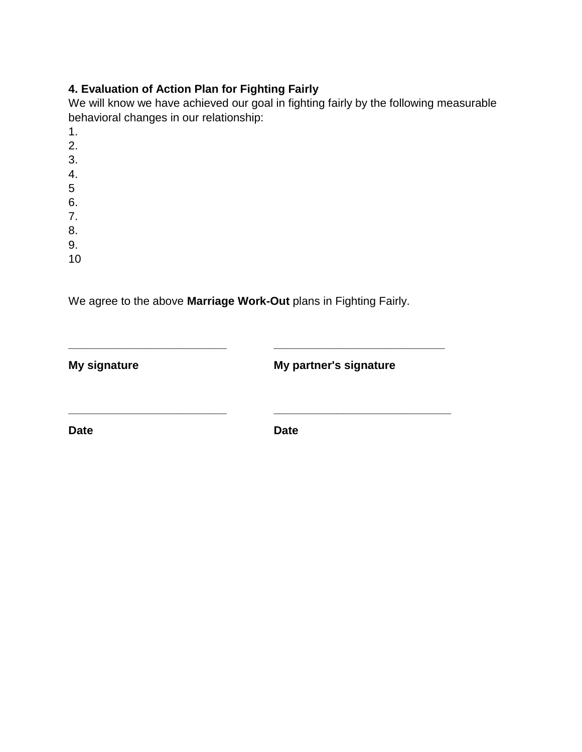**4. Evaluation of Action Plan for Fighting Fairly**

We will know we have achieved our goal in fighting fairly by the following measurable behavioral changes in our relationship:

1.
2.
3.
4.
5
6.
7.
8.
9.
10

We agree to the above **Marriage Work-Out** plans in Fighting Fairly.

| | |
|---|---|
| \_\_\_\_\_\_\_\_\_\_\_\_\_\_\_\_\_\_\_\_\_\_\_\_\_\_ | \_\_\_\_\_\_\_\_\_\_\_\_\_\_\_\_\_\_\_\_\_\_\_\_\_\_\_\_ |
| **My signature** | **My partner's signature** |
| \_\_\_\_\_\_\_\_\_\_\_\_\_\_\_\_\_\_\_\_\_\_\_\_\_\_ | \_\_\_\_\_\_\_\_\_\_\_\_\_\_\_\_\_\_\_\_\_\_\_\_\_\_\_\_ |
| **Date** | **Date** |